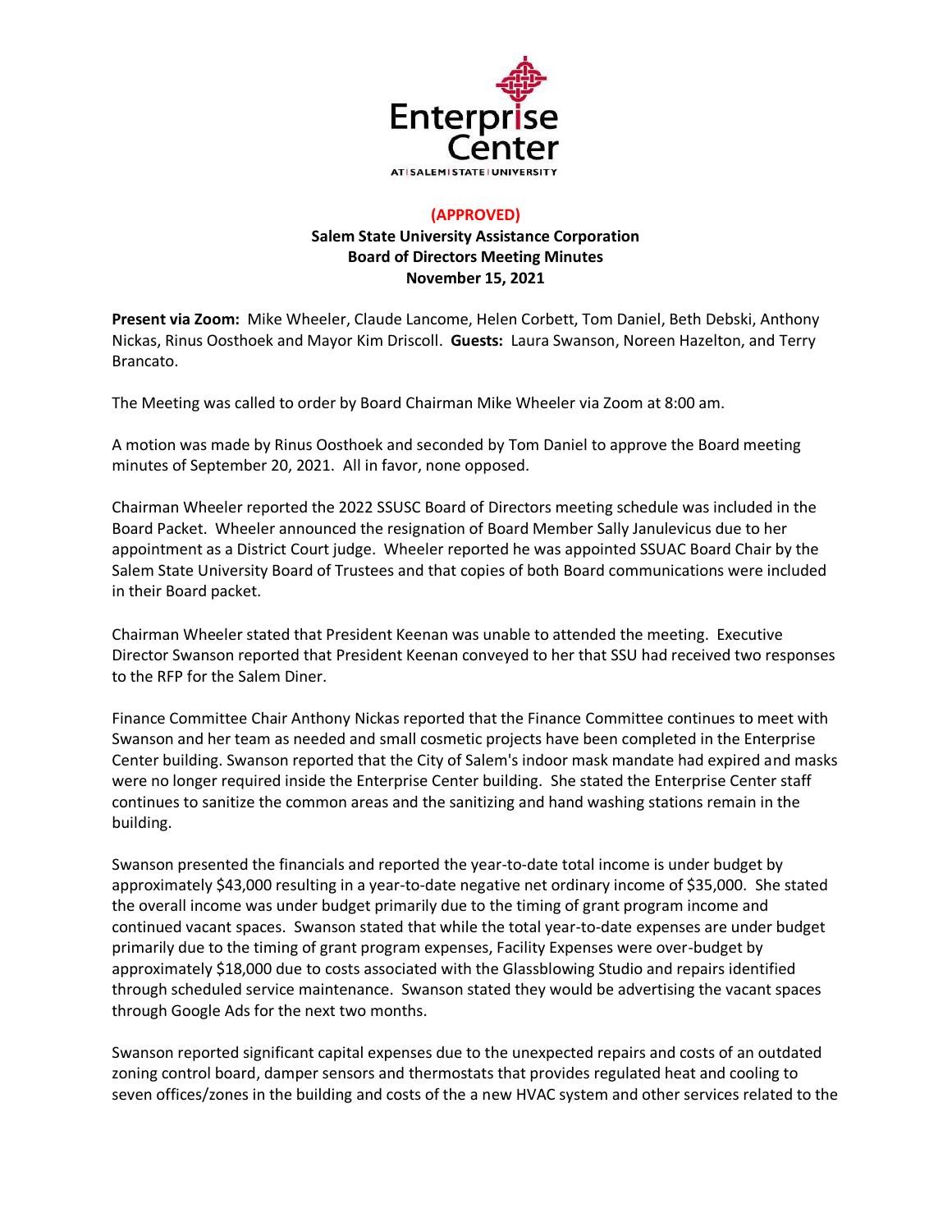**(APPROVED)**

**Salem State University Assistance Corporation**
**Board of Directors Meeting Minutes**
**November 15, 2021**

**Present via Zoom:** Mike Wheeler, Claude Lancome, Helen Corbett, Tom Daniel, Beth Debski, Anthony Nickas, Rinus Oosthoek and Mayor Kim Driscoll. **Guests:** Laura Swanson, Noreen Hazelton, and Terry Brancato.

The Meeting was called to order by Board Chairman Mike Wheeler via Zoom at 8:00 am.

A motion was made by Rinus Oosthoek and seconded by Tom Daniel to approve the Board meeting minutes of September 20, 2021. All in favor, none opposed.

Chairman Wheeler reported the 2022 SSUSC Board of Directors meeting schedule was included in the Board Packet. Wheeler announced the resignation of Board Member Sally Janulevicus due to her appointment as a District Court judge. Wheeler reported he was appointed SSUAC Board Chair by the Salem State University Board of Trustees and that copies of both Board communications were included in their Board packet.

Chairman Wheeler stated that President Keenan was unable to attended the meeting. Executive Director Swanson reported that President Keenan conveyed to her that SSU had received two responses to the RFP for the Salem Diner.

Finance Committee Chair Anthony Nickas reported that the Finance Committee continues to meet with Swanson and her team as needed and small cosmetic projects have been completed in the Enterprise Center building. Swanson reported that the City of Salem's indoor mask mandate had expired and masks were no longer required inside the Enterprise Center building. She stated the Enterprise Center staff continues to sanitize the common areas and the sanitizing and hand washing stations remain in the building.

Swanson presented the financials and reported the year-to-date total income is under budget by approximately $43,000 resulting in a year-to-date negative net ordinary income of $35,000. She stated the overall income was under budget primarily due to the timing of grant program income and continued vacant spaces. Swanson stated that while the total year-to-date expenses are under budget primarily due to the timing of grant program expenses, Facility Expenses were over-budget by approximately $18,000 due to costs associated with the Glassblowing Studio and repairs identified through scheduled service maintenance. Swanson stated they would be advertising the vacant spaces through Google Ads for the next two months.

Swanson reported significant capital expenses due to the unexpected repairs and costs of an outdated zoning control board, damper sensors and thermostats that provides regulated heat and cooling to seven offices/zones in the building and costs of the a new HVAC system and other services related to the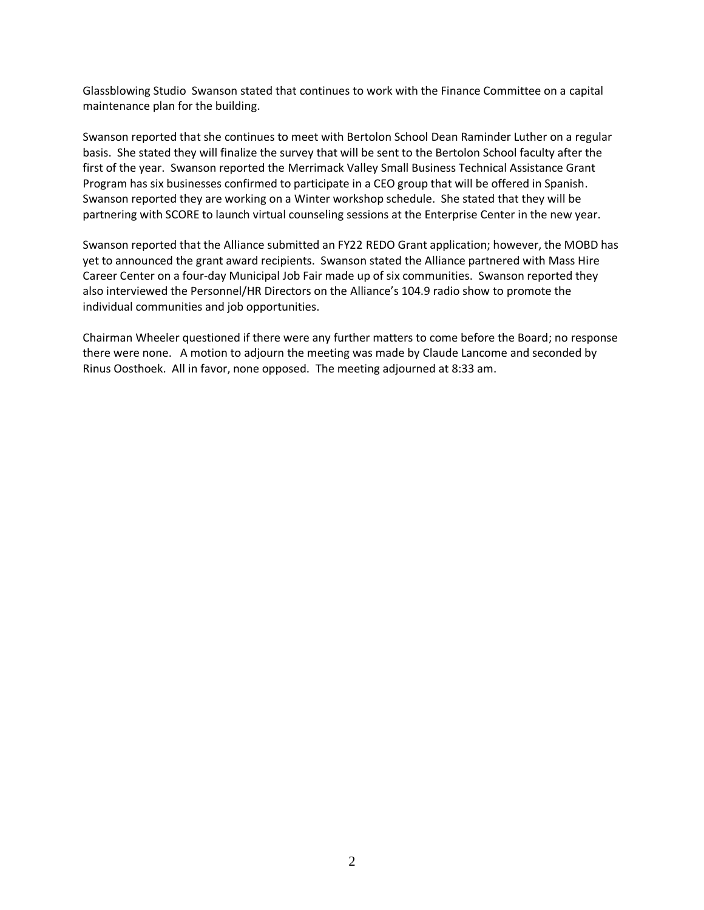Glassblowing Studio Swanson stated that continues to work with the Finance Committee on a capital maintenance plan for the building.

Swanson reported that she continues to meet with Bertolon School Dean Raminder Luther on a regular basis. She stated they will finalize the survey that will be sent to the Bertolon School faculty after the first of the year. Swanson reported the Merrimack Valley Small Business Technical Assistance Grant Program has six businesses confirmed to participate in a CEO group that will be offered in Spanish. Swanson reported they are working on a Winter workshop schedule. She stated that they will be partnering with SCORE to launch virtual counseling sessions at the Enterprise Center in the new year.

Swanson reported that the Alliance submitted an FY22 REDO Grant application; however, the MOBD has yet to announced the grant award recipients. Swanson stated the Alliance partnered with Mass Hire Career Center on a four-day Municipal Job Fair made up of six communities. Swanson reported they also interviewed the Personnel/HR Directors on the Alliance's 104.9 radio show to promote the individual communities and job opportunities.

Chairman Wheeler questioned if there were any further matters to come before the Board; no response there were none. A motion to adjourn the meeting was made by Claude Lancome and seconded by Rinus Oosthoek. All in favor, none opposed. The meeting adjourned at 8:33 am.